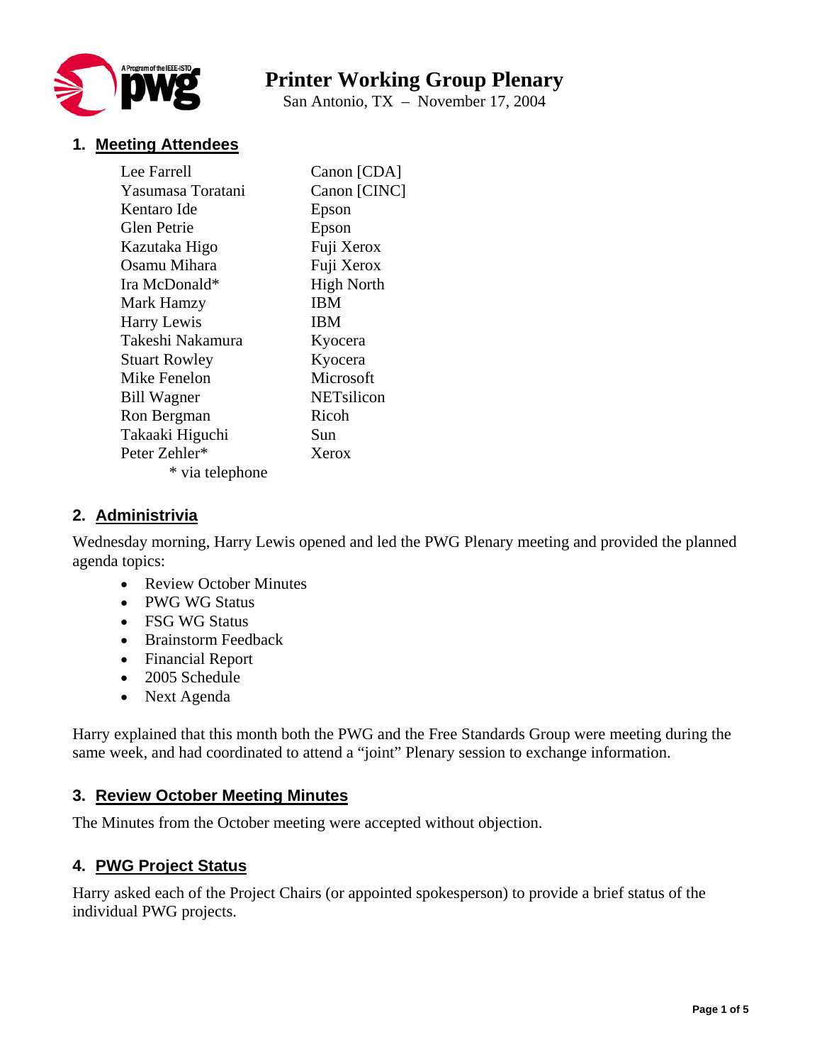# Printer Working Group Plenary

San Antonio, TX – November 17, 2004

## 1. Meeting Attendees

| | |
|---|---|
| Lee Farrell | Canon [CDA] |
| Yasumasa Toratani | Canon [CINC] |
| Kentaro Ide | Epson |
| Glen Petrie | Epson |
| Kazutaka Higo | Fuji Xerox |
| Osamu Mihara | Fuji Xerox |
| Ira McDonald* | High North |
| Mark Hamzy | IBM |
| Harry Lewis | IBM |
| Takeshi Nakamura | Kyocera |
| Stuart Rowley | Kyocera |
| Mike Fenelon | Microsoft |
| Bill Wagner | NETsilicon |
| Ron Bergman | Ricoh |
| Takaaki Higuchi | Sun |
| Peter Zehler* | Xerox |

\* via telephone

## 2. Administrivia

Wednesday morning, Harry Lewis opened and led the PWG Plenary meeting and provided the planned agenda topics:

- Review October Minutes
- PWG WG Status
- FSG WG Status
- Brainstorm Feedback
- Financial Report
- 2005 Schedule
- Next Agenda

Harry explained that this month both the PWG and the Free Standards Group were meeting during the same week, and had coordinated to attend a "joint" Plenary session to exchange information.

## 3. Review October Meeting Minutes

The Minutes from the October meeting were accepted without objection.

## 4. PWG Project Status

Harry asked each of the Project Chairs (or appointed spokesperson) to provide a brief status of the individual PWG projects.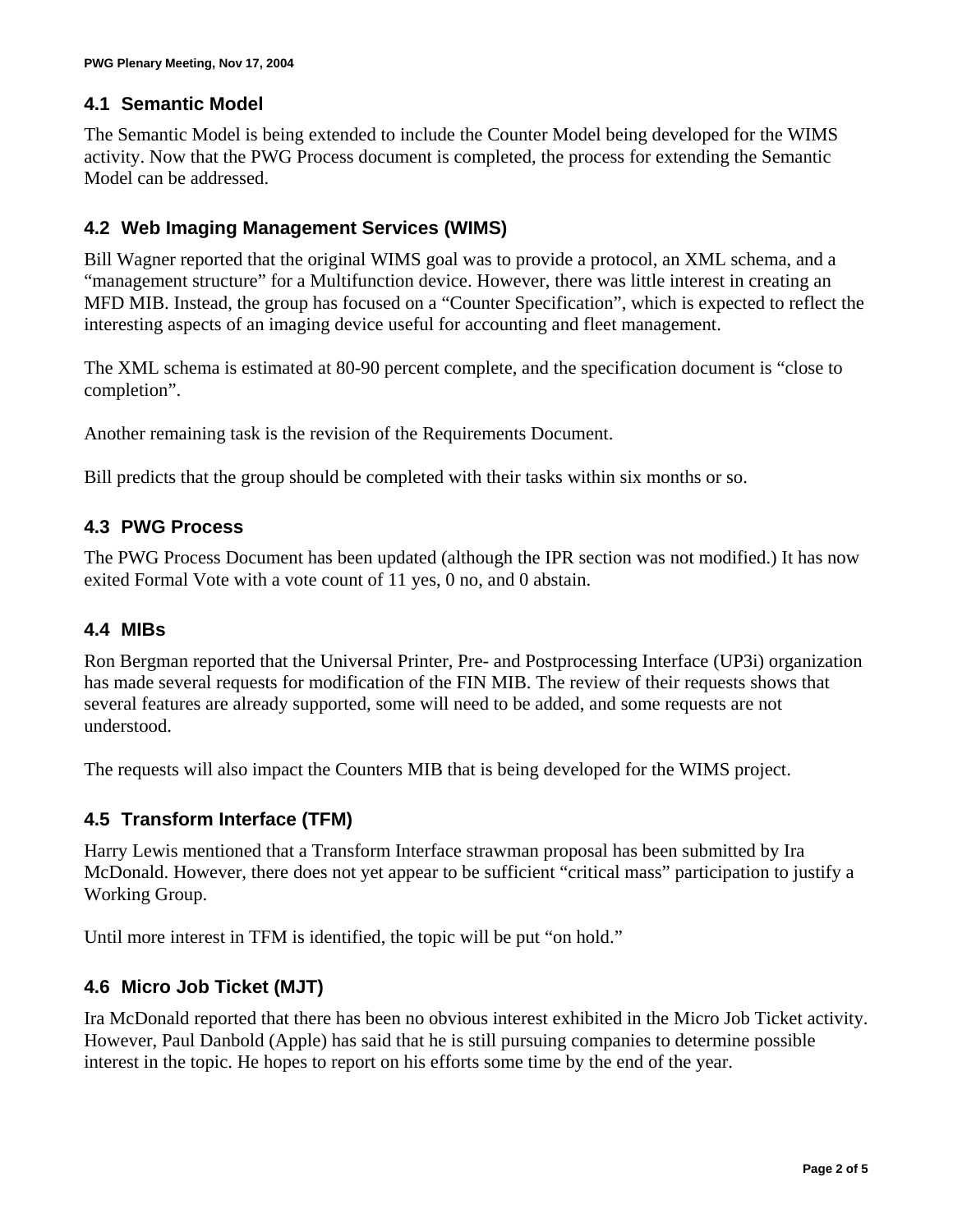## 4.1 Semantic Model

The Semantic Model is being extended to include the Counter Model being developed for the WIMS activity. Now that the PWG Process document is completed, the process for extending the Semantic Model can be addressed.

## 4.2 Web Imaging Management Services (WIMS)

Bill Wagner reported that the original WIMS goal was to provide a protocol, an XML schema, and a "management structure" for a Multifunction device. However, there was little interest in creating an MFD MIB. Instead, the group has focused on a "Counter Specification", which is expected to reflect the interesting aspects of an imaging device useful for accounting and fleet management.

The XML schema is estimated at 80-90 percent complete, and the specification document is "close to completion".

Another remaining task is the revision of the Requirements Document.

Bill predicts that the group should be completed with their tasks within six months or so.

## 4.3 PWG Process

The PWG Process Document has been updated (although the IPR section was not modified.) It has now exited Formal Vote with a vote count of 11 yes, 0 no, and 0 abstain.

## 4.4 MIBs

Ron Bergman reported that the Universal Printer, Pre- and Postprocessing Interface (UP3i) organization has made several requests for modification of the FIN MIB. The review of their requests shows that several features are already supported, some will need to be added, and some requests are not understood.

The requests will also impact the Counters MIB that is being developed for the WIMS project.

## 4.5 Transform Interface (TFM)

Harry Lewis mentioned that a Transform Interface strawman proposal has been submitted by Ira McDonald. However, there does not yet appear to be sufficient "critical mass" participation to justify a Working Group.

Until more interest in TFM is identified, the topic will be put "on hold."

## 4.6 Micro Job Ticket (MJT)

Ira McDonald reported that there has been no obvious interest exhibited in the Micro Job Ticket activity. However, Paul Danbold (Apple) has said that he is still pursuing companies to determine possible interest in the topic. He hopes to report on his efforts some time by the end of the year.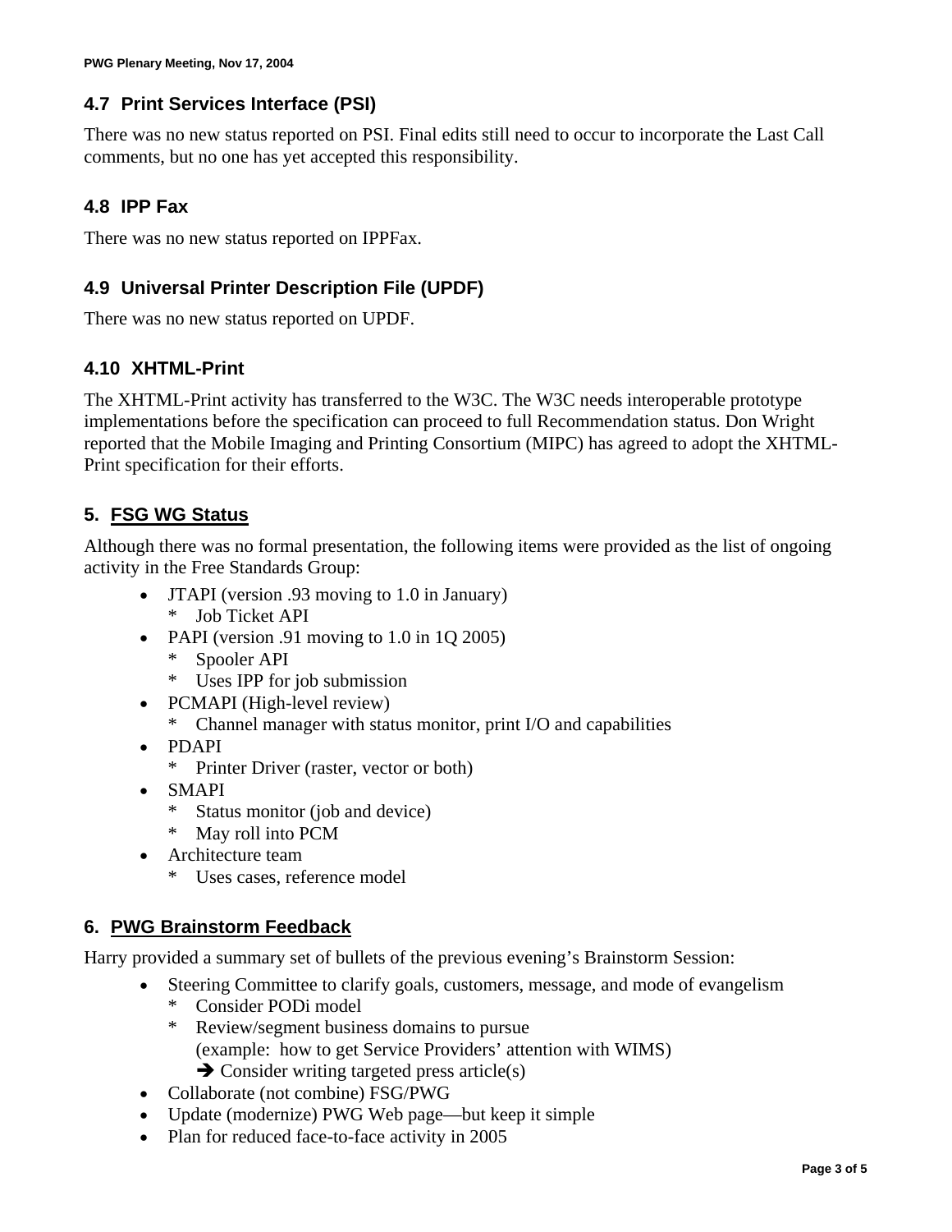### 4.7 Print Services Interface (PSI)

There was no new status reported on PSI. Final edits still need to occur to incorporate the Last Call comments, but no one has yet accepted this responsibility.

### 4.8 IPP Fax

There was no new status reported on IPPFax.

### 4.9 Universal Printer Description File (UPDF)

There was no new status reported on UPDF.

### 4.10 XHTML-Print

The XHTML-Print activity has transferred to the W3C. The W3C needs interoperable prototype implementations before the specification can proceed to full Recommendation status. Don Wright reported that the Mobile Imaging and Printing Consortium (MIPC) has agreed to adopt the XHTML-Print specification for their efforts.

## 5. FSG WG Status

Although there was no formal presentation, the following items were provided as the list of ongoing activity in the Free Standards Group:

- JTAPI (version .93 moving to 1.0 in January)
  - Job Ticket API
- PAPI (version .91 moving to 1.0 in 1Q 2005)
  - Spooler API
  - Uses IPP for job submission
- PCMAPI (High-level review)
  - Channel manager with status monitor, print I/O and capabilities
- PDAPI
  - Printer Driver (raster, vector or both)
- SMAPI
  - Status monitor (job and device)
  - May roll into PCM
- Architecture team
  - Uses cases, reference model

## 6. PWG Brainstorm Feedback

Harry provided a summary set of bullets of the previous evening's Brainstorm Session:

- Steering Committee to clarify goals, customers, message, and mode of evangelism
  - Consider PODi model
  - Review/segment business domains to pursue (example: how to get Service Providers' attention with WIMS)
    - ➔ Consider writing targeted press article(s)
- Collaborate (not combine) FSG/PWG
- Update (modernize) PWG Web page—but keep it simple
- Plan for reduced face-to-face activity in 2005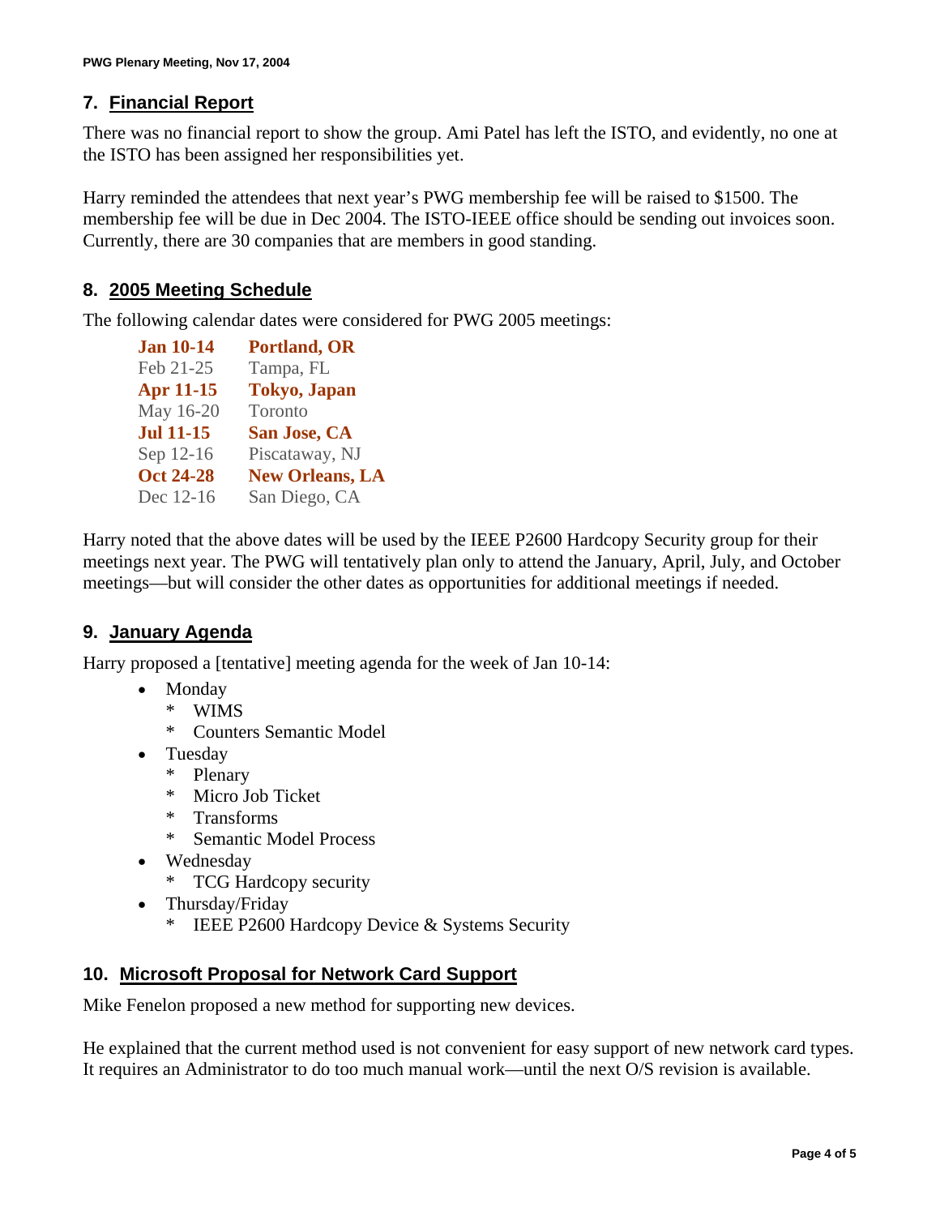## 7. Financial Report

There was no financial report to show the group. Ami Patel has left the ISTO, and evidently, no one at the ISTO has been assigned her responsibilities yet.

Harry reminded the attendees that next year's PWG membership fee will be raised to $1500. The membership fee will be due in Dec 2004. The ISTO-IEEE office should be sending out invoices soon. Currently, there are 30 companies that are members in good standing.

## 8. 2005 Meeting Schedule

The following calendar dates were considered for PWG 2005 meetings:

| | |
|---|---|
| **Jan 10-14** | **Portland, OR** |
| Feb 21-25 | Tampa, FL |
| **Apr 11-15** | **Tokyo, Japan** |
| May 16-20 | Toronto |
| **Jul 11-15** | **San Jose, CA** |
| Sep 12-16 | Piscataway, NJ |
| **Oct 24-28** | **New Orleans, LA** |
| Dec 12-16 | San Diego, CA |

Harry noted that the above dates will be used by the IEEE P2600 Hardcopy Security group for their meetings next year. The PWG will tentatively plan only to attend the January, April, July, and October meetings—but will consider the other dates as opportunities for additional meetings if needed.

## 9. January Agenda

Harry proposed a [tentative] meeting agenda for the week of Jan 10-14:

- Monday
  - WIMS
  - Counters Semantic Model
- Tuesday
  - Plenary
  - Micro Job Ticket
  - Transforms
  - Semantic Model Process
- Wednesday
  - TCG Hardcopy security
- Thursday/Friday
  - IEEE P2600 Hardcopy Device & Systems Security

## 10. Microsoft Proposal for Network Card Support

Mike Fenelon proposed a new method for supporting new devices.

He explained that the current method used is not convenient for easy support of new network card types. It requires an Administrator to do too much manual work—until the next O/S revision is available.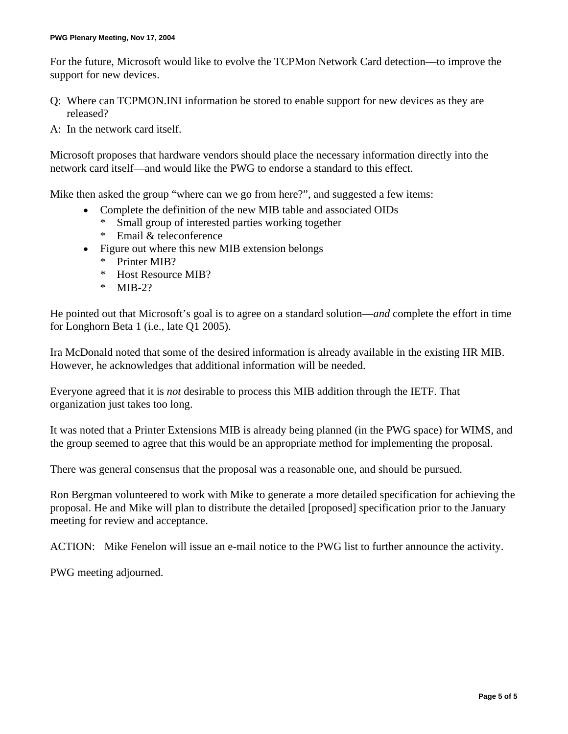For the future, Microsoft would like to evolve the TCPMon Network Card detection—to improve the support for new devices.

Q: Where can TCPMON.INI information be stored to enable support for new devices as they are released?

A: In the network card itself.

Microsoft proposes that hardware vendors should place the necessary information directly into the network card itself—and would like the PWG to endorse a standard to this effect.

Mike then asked the group "where can we go from here?", and suggested a few items:

- Complete the definition of the new MIB table and associated OIDs
  - Small group of interested parties working together
  - Email & teleconference
- Figure out where this new MIB extension belongs
  - Printer MIB?
  - Host Resource MIB?
  - MIB-2?

He pointed out that Microsoft's goal is to agree on a standard solution—*and* complete the effort in time for Longhorn Beta 1 (i.e., late Q1 2005).

Ira McDonald noted that some of the desired information is already available in the existing HR MIB. However, he acknowledges that additional information will be needed.

Everyone agreed that it is *not* desirable to process this MIB addition through the IETF. That organization just takes too long.

It was noted that a Printer Extensions MIB is already being planned (in the PWG space) for WIMS, and the group seemed to agree that this would be an appropriate method for implementing the proposal.

There was general consensus that the proposal was a reasonable one, and should be pursued.

Ron Bergman volunteered to work with Mike to generate a more detailed specification for achieving the proposal. He and Mike will plan to distribute the detailed [proposed] specification prior to the January meeting for review and acceptance.

ACTION: Mike Fenelon will issue an e-mail notice to the PWG list to further announce the activity.

PWG meeting adjourned.